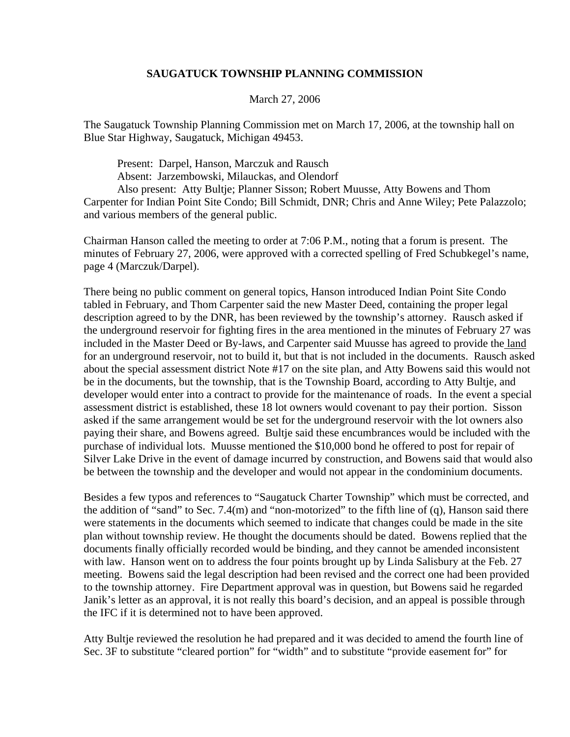**SAUGATUCK TOWNSHIP PLANNING COMMISSION**

March 27, 2006

The Saugatuck Township Planning Commission met on March 17, 2006, at the township hall on Blue Star Highway, Saugatuck, Michigan 49453.

Present: Darpel, Hanson, Marczuk and Rausch
Absent: Jarzembowski, Milauckas, and Olendorf
Also present: Atty Bultje; Planner Sisson; Robert Muusse, Atty Bowens and Thom Carpenter for Indian Point Site Condo; Bill Schmidt, DNR; Chris and Anne Wiley; Pete Palazzolo; and various members of the general public.

Chairman Hanson called the meeting to order at 7:06 P.M., noting that a forum is present. The minutes of February 27, 2006, were approved with a corrected spelling of Fred Schubkegel's name, page 4 (Marczuk/Darpel).

There being no public comment on general topics, Hanson introduced Indian Point Site Condo tabled in February, and Thom Carpenter said the new Master Deed, containing the proper legal description agreed to by the DNR, has been reviewed by the township's attorney. Rausch asked if the underground reservoir for fighting fires in the area mentioned in the minutes of February 27 was included in the Master Deed or By-laws, and Carpenter said Muusse has agreed to provide the land for an underground reservoir, not to build it, but that is not included in the documents. Rausch asked about the special assessment district Note #17 on the site plan, and Atty Bowens said this would not be in the documents, but the township, that is the Township Board, according to Atty Bultje, and developer would enter into a contract to provide for the maintenance of roads. In the event a special assessment district is established, these 18 lot owners would covenant to pay their portion. Sisson asked if the same arrangement would be set for the underground reservoir with the lot owners also paying their share, and Bowens agreed. Bultje said these encumbrances would be included with the purchase of individual lots. Muusse mentioned the $10,000 bond he offered to post for repair of Silver Lake Drive in the event of damage incurred by construction, and Bowens said that would also be between the township and the developer and would not appear in the condominium documents.

Besides a few typos and references to "Saugatuck Charter Township" which must be corrected, and the addition of "sand" to Sec. 7.4(m) and "non-motorized" to the fifth line of (q), Hanson said there were statements in the documents which seemed to indicate that changes could be made in the site plan without township review. He thought the documents should be dated. Bowens replied that the documents finally officially recorded would be binding, and they cannot be amended inconsistent with law. Hanson went on to address the four points brought up by Linda Salisbury at the Feb. 27 meeting. Bowens said the legal description had been revised and the correct one had been provided to the township attorney. Fire Department approval was in question, but Bowens said he regarded Janik's letter as an approval, it is not really this board's decision, and an appeal is possible through the IFC if it is determined not to have been approved.

Atty Bultje reviewed the resolution he had prepared and it was decided to amend the fourth line of Sec. 3F to substitute "cleared portion" for "width" and to substitute "provide easement for" for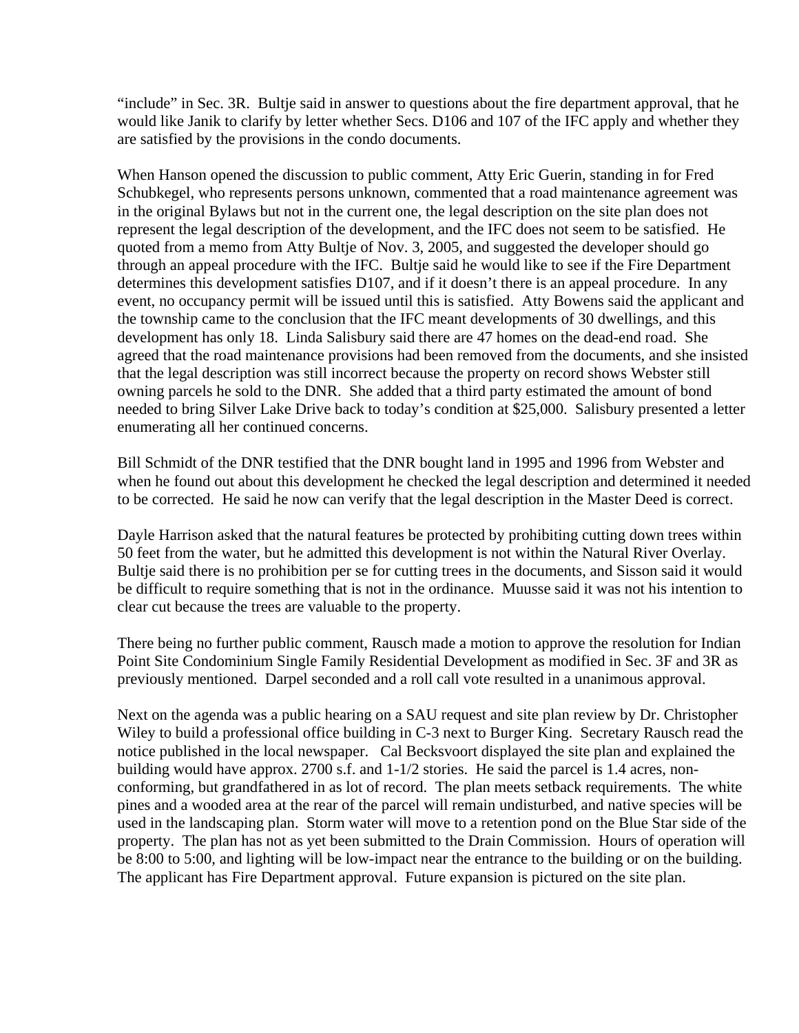“include” in Sec. 3R. Bultje said in answer to questions about the fire department approval, that he would like Janik to clarify by letter whether Secs. D106 and 107 of the IFC apply and whether they are satisfied by the provisions in the condo documents.

When Hanson opened the discussion to public comment, Atty Eric Guerin, standing in for Fred Schubkegel, who represents persons unknown, commented that a road maintenance agreement was in the original Bylaws but not in the current one, the legal description on the site plan does not represent the legal description of the development, and the IFC does not seem to be satisfied. He quoted from a memo from Atty Bultje of Nov. 3, 2005, and suggested the developer should go through an appeal procedure with the IFC. Bultje said he would like to see if the Fire Department determines this development satisfies D107, and if it doesn’t there is an appeal procedure. In any event, no occupancy permit will be issued until this is satisfied. Atty Bowens said the applicant and the township came to the conclusion that the IFC meant developments of 30 dwellings, and this development has only 18. Linda Salisbury said there are 47 homes on the dead-end road. She agreed that the road maintenance provisions had been removed from the documents, and she insisted that the legal description was still incorrect because the property on record shows Webster still owning parcels he sold to the DNR. She added that a third party estimated the amount of bond needed to bring Silver Lake Drive back to today’s condition at $25,000. Salisbury presented a letter enumerating all her continued concerns.

Bill Schmidt of the DNR testified that the DNR bought land in 1995 and 1996 from Webster and when he found out about this development he checked the legal description and determined it needed to be corrected. He said he now can verify that the legal description in the Master Deed is correct.

Dayle Harrison asked that the natural features be protected by prohibiting cutting down trees within 50 feet from the water, but he admitted this development is not within the Natural River Overlay. Bultje said there is no prohibition per se for cutting trees in the documents, and Sisson said it would be difficult to require something that is not in the ordinance. Muusse said it was not his intention to clear cut because the trees are valuable to the property.

There being no further public comment, Rausch made a motion to approve the resolution for Indian Point Site Condominium Single Family Residential Development as modified in Sec. 3F and 3R as previously mentioned. Darpel seconded and a roll call vote resulted in a unanimous approval.

Next on the agenda was a public hearing on a SAU request and site plan review by Dr. Christopher Wiley to build a professional office building in C-3 next to Burger King. Secretary Rausch read the notice published in the local newspaper. Cal Becksvoort displayed the site plan and explained the building would have approx. 2700 s.f. and 1-1/2 stories. He said the parcel is 1.4 acres, non-conforming, but grandfathered in as lot of record. The plan meets setback requirements. The white pines and a wooded area at the rear of the parcel will remain undisturbed, and native species will be used in the landscaping plan. Storm water will move to a retention pond on the Blue Star side of the property. The plan has not as yet been submitted to the Drain Commission. Hours of operation will be 8:00 to 5:00, and lighting will be low-impact near the entrance to the building or on the building. The applicant has Fire Department approval. Future expansion is pictured on the site plan.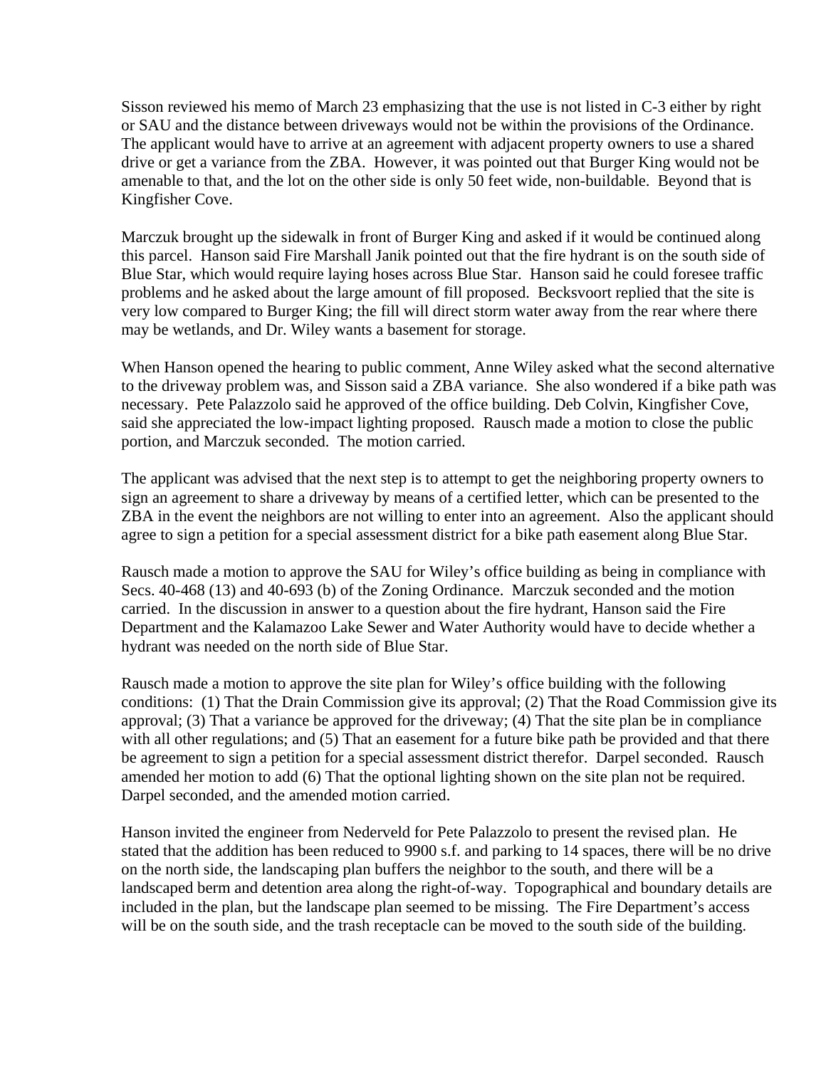Sisson reviewed his memo of March 23 emphasizing that the use is not listed in C-3 either by right or SAU and the distance between driveways would not be within the provisions of the Ordinance. The applicant would have to arrive at an agreement with adjacent property owners to use a shared drive or get a variance from the ZBA. However, it was pointed out that Burger King would not be amenable to that, and the lot on the other side is only 50 feet wide, non-buildable. Beyond that is Kingfisher Cove.

Marczuk brought up the sidewalk in front of Burger King and asked if it would be continued along this parcel. Hanson said Fire Marshall Janik pointed out that the fire hydrant is on the south side of Blue Star, which would require laying hoses across Blue Star. Hanson said he could foresee traffic problems and he asked about the large amount of fill proposed. Becksvoort replied that the site is very low compared to Burger King; the fill will direct storm water away from the rear where there may be wetlands, and Dr. Wiley wants a basement for storage.

When Hanson opened the hearing to public comment, Anne Wiley asked what the second alternative to the driveway problem was, and Sisson said a ZBA variance. She also wondered if a bike path was necessary. Pete Palazzolo said he approved of the office building. Deb Colvin, Kingfisher Cove, said she appreciated the low-impact lighting proposed. Rausch made a motion to close the public portion, and Marczuk seconded. The motion carried.

The applicant was advised that the next step is to attempt to get the neighboring property owners to sign an agreement to share a driveway by means of a certified letter, which can be presented to the ZBA in the event the neighbors are not willing to enter into an agreement. Also the applicant should agree to sign a petition for a special assessment district for a bike path easement along Blue Star.

Rausch made a motion to approve the SAU for Wiley's office building as being in compliance with Secs. 40-468 (13) and 40-693 (b) of the Zoning Ordinance. Marczuk seconded and the motion carried. In the discussion in answer to a question about the fire hydrant, Hanson said the Fire Department and the Kalamazoo Lake Sewer and Water Authority would have to decide whether a hydrant was needed on the north side of Blue Star.

Rausch made a motion to approve the site plan for Wiley's office building with the following conditions: (1) That the Drain Commission give its approval; (2) That the Road Commission give its approval; (3) That a variance be approved for the driveway; (4) That the site plan be in compliance with all other regulations; and (5) That an easement for a future bike path be provided and that there be agreement to sign a petition for a special assessment district therefor. Darpel seconded. Rausch amended her motion to add (6) That the optional lighting shown on the site plan not be required. Darpel seconded, and the amended motion carried.

Hanson invited the engineer from Nederveld for Pete Palazzolo to present the revised plan. He stated that the addition has been reduced to 9900 s.f. and parking to 14 spaces, there will be no drive on the north side, the landscaping plan buffers the neighbor to the south, and there will be a landscaped berm and detention area along the right-of-way. Topographical and boundary details are included in the plan, but the landscape plan seemed to be missing. The Fire Department's access will be on the south side, and the trash receptacle can be moved to the south side of the building.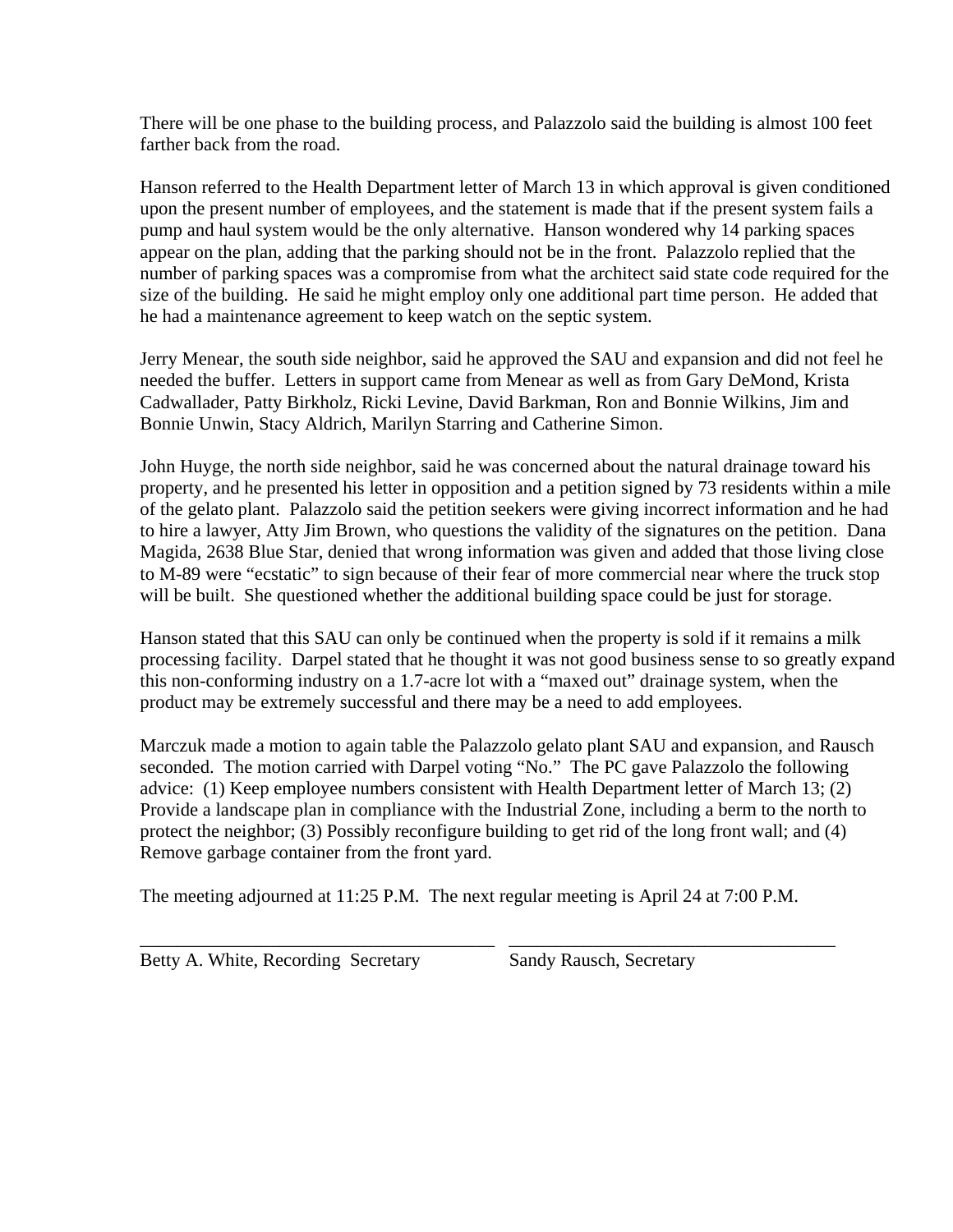There will be one phase to the building process, and Palazzolo said the building is almost 100 feet farther back from the road.

Hanson referred to the Health Department letter of March 13 in which approval is given conditioned upon the present number of employees, and the statement is made that if the present system fails a pump and haul system would be the only alternative. Hanson wondered why 14 parking spaces appear on the plan, adding that the parking should not be in the front. Palazzolo replied that the number of parking spaces was a compromise from what the architect said state code required for the size of the building. He said he might employ only one additional part time person. He added that he had a maintenance agreement to keep watch on the septic system.

Jerry Menear, the south side neighbor, said he approved the SAU and expansion and did not feel he needed the buffer. Letters in support came from Menear as well as from Gary DeMond, Krista Cadwallader, Patty Birkholz, Ricki Levine, David Barkman, Ron and Bonnie Wilkins, Jim and Bonnie Unwin, Stacy Aldrich, Marilyn Starring and Catherine Simon.

John Huyge, the north side neighbor, said he was concerned about the natural drainage toward his property, and he presented his letter in opposition and a petition signed by 73 residents within a mile of the gelato plant. Palazzolo said the petition seekers were giving incorrect information and he had to hire a lawyer, Atty Jim Brown, who questions the validity of the signatures on the petition. Dana Magida, 2638 Blue Star, denied that wrong information was given and added that those living close to M-89 were "ecstatic" to sign because of their fear of more commercial near where the truck stop will be built. She questioned whether the additional building space could be just for storage.

Hanson stated that this SAU can only be continued when the property is sold if it remains a milk processing facility. Darpel stated that he thought it was not good business sense to so greatly expand this non-conforming industry on a 1.7-acre lot with a "maxed out" drainage system, when the product may be extremely successful and there may be a need to add employees.

Marczuk made a motion to again table the Palazzolo gelato plant SAU and expansion, and Rausch seconded. The motion carried with Darpel voting "No." The PC gave Palazzolo the following advice: (1) Keep employee numbers consistent with Health Department letter of March 13; (2) Provide a landscape plan in compliance with the Industrial Zone, including a berm to the north to protect the neighbor; (3) Possibly reconfigure building to get rid of the long front wall; and (4) Remove garbage container from the front yard.

The meeting adjourned at 11:25 P.M. The next regular meeting is April 24 at 7:00 P.M.

\_\_\_\_\_\_\_\_\_\_\_\_\_\_\_\_\_\_\_\_\_\_\_\_\_\_\_\_\_\_\_\_\_\_\_\_\_\_ \_\_\_\_\_\_\_\_\_\_\_\_\_\_\_\_\_\_\_\_\_\_\_\_\_\_\_\_\_\_\_\_\_\_\_\_

Betty A. White, Recording Secretary Sandy Rausch, Secretary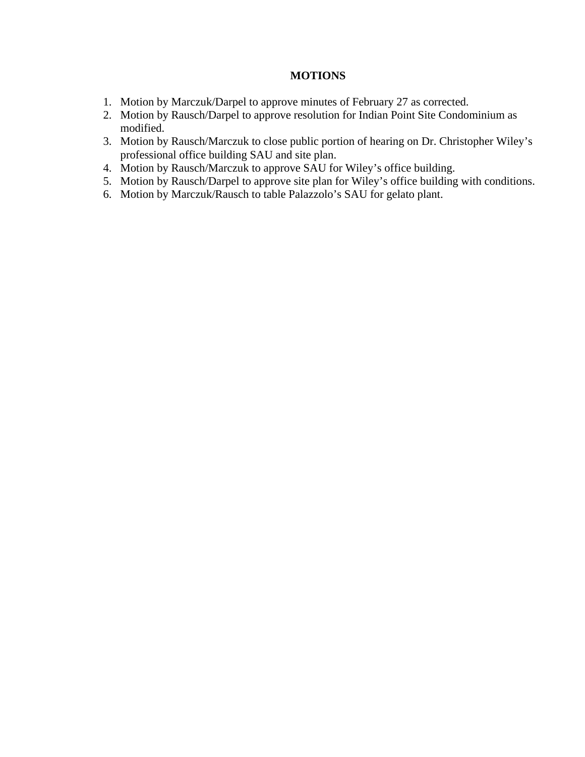## MOTIONS

1. Motion by Marczuk/Darpel to approve minutes of February 27 as corrected.
2. Motion by Rausch/Darpel to approve resolution for Indian Point Site Condominium as modified.
3. Motion by Rausch/Marczuk to close public portion of hearing on Dr. Christopher Wiley's professional office building SAU and site plan.
4. Motion by Rausch/Marczuk to approve SAU for Wiley's office building.
5. Motion by Rausch/Darpel to approve site plan for Wiley's office building with conditions.
6. Motion by Marczuk/Rausch to table Palazzolo's SAU for gelato plant.